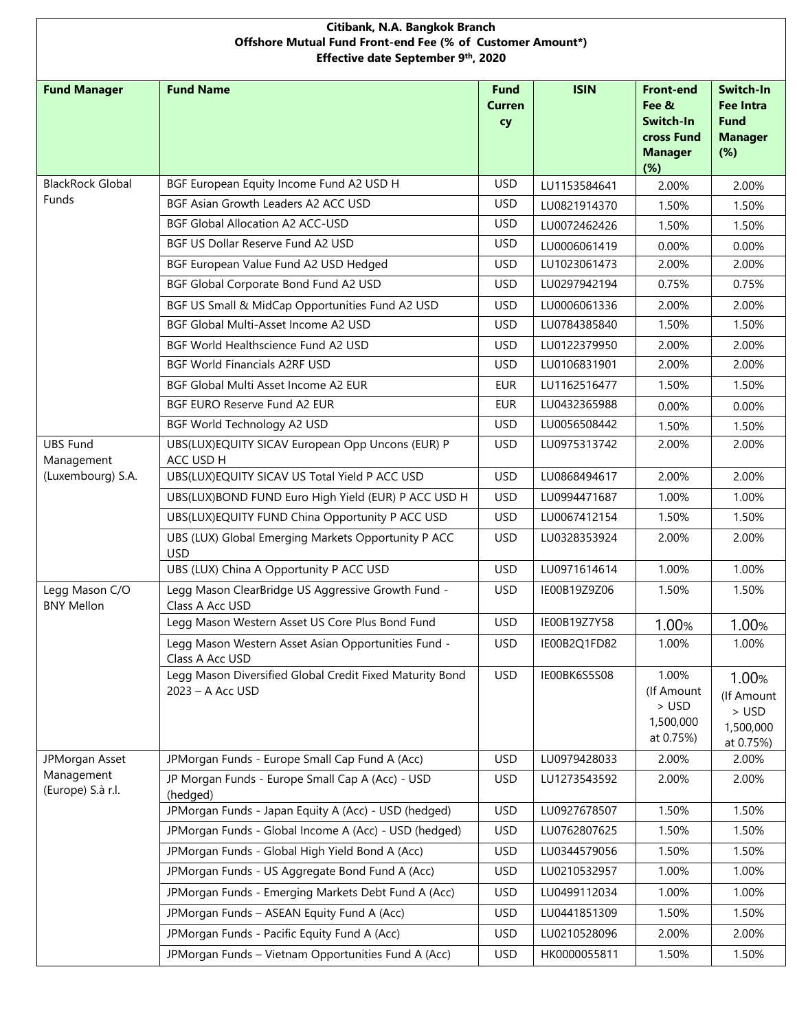**Citibank, N.A. Bangkok Branch**
**Offshore Mutual Fund Front-end Fee (% of Customer Amount*)**
**Effective date September 9th, 2020**

| Fund Manager | Fund Name | Fund Currency | ISIN | Front-end Fee & Switch-In cross Fund Manager (%) | Switch-In Fee Intra Fund Manager (%) |
|---|---|---|---|---|---|
| BlackRock Global Funds | BGF European Equity Income Fund A2 USD H | USD | LU1153584641 | 2.00% | 2.00% |
| | BGF Asian Growth Leaders A2 ACC USD | USD | LU0821914370 | 1.50% | 1.50% |
| | BGF Global Allocation A2 ACC-USD | USD | LU0072462426 | 1.50% | 1.50% |
| | BGF US Dollar Reserve Fund A2 USD | USD | LU0006061419 | 0.00% | 0.00% |
| | BGF European Value Fund A2 USD Hedged | USD | LU1023061473 | 2.00% | 2.00% |
| | BGF Global Corporate Bond Fund A2 USD | USD | LU0297942194 | 0.75% | 0.75% |
| | BGF US Small & MidCap Opportunities Fund A2 USD | USD | LU0006061336 | 2.00% | 2.00% |
| | BGF Global Multi-Asset Income A2 USD | USD | LU0784385840 | 1.50% | 1.50% |
| | BGF World Healthscience Fund A2 USD | USD | LU0122379950 | 2.00% | 2.00% |
| | BGF World Financials A2RF USD | USD | LU0106831901 | 2.00% | 2.00% |
| | BGF Global Multi Asset Income A2 EUR | EUR | LU1162516477 | 1.50% | 1.50% |
| | BGF EURO Reserve Fund A2 EUR | EUR | LU0432365988 | 0.00% | 0.00% |
| | BGF World Technology A2 USD | USD | LU0056508442 | 1.50% | 1.50% |
| UBS Fund Management (Luxembourg) S.A. | UBS(LUX)EQUITY SICAV European Opp Uncons (EUR) P ACC USD H | USD | LU0975313742 | 2.00% | 2.00% |
| | UBS(LUX)EQUITY SICAV US Total Yield P ACC USD | USD | LU0868494617 | 2.00% | 2.00% |
| | UBS(LUX)BOND FUND Euro High Yield (EUR) P ACC USD H | USD | LU0994471687 | 1.00% | 1.00% |
| | UBS(LUX)EQUITY FUND China Opportunity P ACC USD | USD | LU0067412154 | 1.50% | 1.50% |
| | UBS (LUX) Global Emerging Markets Opportunity P ACC USD | USD | LU0328353924 | 2.00% | 2.00% |
| | UBS (LUX) China A Opportunity P ACC USD | USD | LU0971614614 | 1.00% | 1.00% |
| Legg Mason C/O BNY Mellon | Legg Mason ClearBridge US Aggressive Growth Fund - Class A Acc USD | USD | IE00B19Z9Z06 | 1.50% | 1.50% |
| | Legg Mason Western Asset US Core Plus Bond Fund | USD | IE00B19Z7Y58 | 1.00% | 1.00% |
| | Legg Mason Western Asset Asian Opportunities Fund - Class A Acc USD | USD | IE00B2Q1FD82 | 1.00% | 1.00% |
| | Legg Mason Diversified Global Credit Fixed Maturity Bond 2023 – A Acc USD | USD | IE00BK6S5S08 | 1.00% (If Amount > USD 1,500,000 at 0.75%) | 1.00% (If Amount > USD 1,500,000 at 0.75%) |
| JPMorgan Asset Management (Europe) S.à r.l. | JPMorgan Funds - Europe Small Cap Fund A (Acc) | USD | LU0979428033 | 2.00% | 2.00% |
| | JP Morgan Funds - Europe Small Cap A (Acc) - USD (hedged) | USD | LU1273543592 | 2.00% | 2.00% |
| | JPMorgan Funds - Japan Equity A (Acc) - USD (hedged) | USD | LU0927678507 | 1.50% | 1.50% |
| | JPMorgan Funds - Global Income A (Acc) - USD (hedged) | USD | LU0762807625 | 1.50% | 1.50% |
| | JPMorgan Funds - Global High Yield Bond A (Acc) | USD | LU0344579056 | 1.50% | 1.50% |
| | JPMorgan Funds - US Aggregate Bond Fund A (Acc) | USD | LU0210532957 | 1.00% | 1.00% |
| | JPMorgan Funds - Emerging Markets Debt Fund A (Acc) | USD | LU0499112034 | 1.00% | 1.00% |
| | JPMorgan Funds – ASEAN Equity Fund A (Acc) | USD | LU0441851309 | 1.50% | 1.50% |
| | JPMorgan Funds - Pacific Equity Fund A (Acc) | USD | LU0210528096 | 2.00% | 2.00% |
| | JPMorgan Funds – Vietnam Opportunities Fund A (Acc) | USD | HK0000055811 | 1.50% | 1.50% |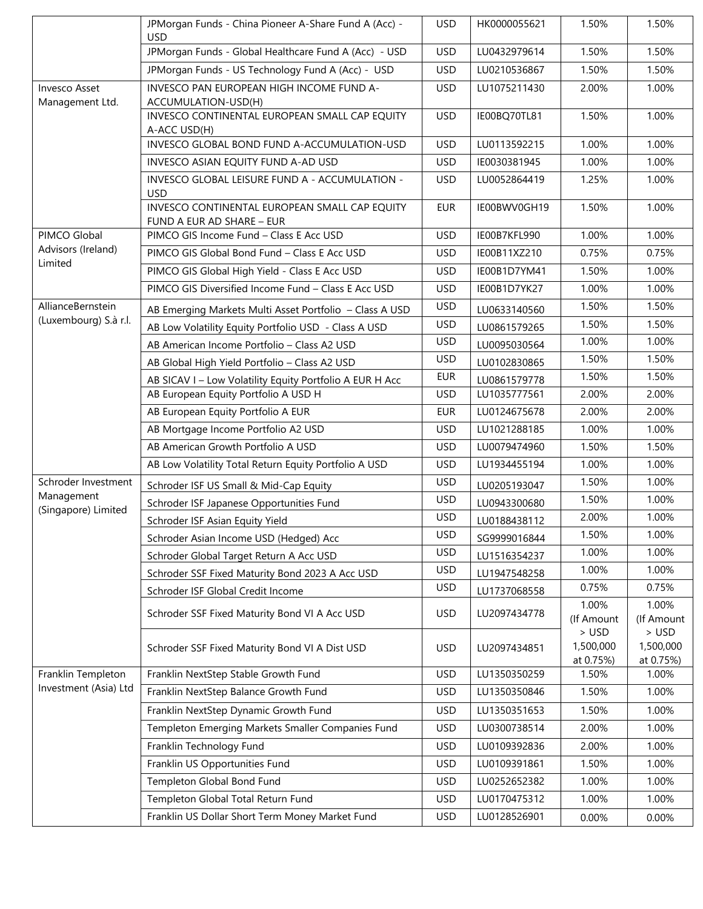| | | | | | |
|---|---|---|---|---|---|
| | JPMorgan Funds - China Pioneer A-Share Fund A (Acc) - USD | USD | HK0000055621 | 1.50% | 1.50% |
| | JPMorgan Funds - Global Healthcare Fund A (Acc) - USD | USD | LU0432979614 | 1.50% | 1.50% |
| | JPMorgan Funds - US Technology Fund A (Acc) - USD | USD | LU0210536867 | 1.50% | 1.50% |
| Invesco Asset Management Ltd. | INVESCO PAN EUROPEAN HIGH INCOME FUND A-ACCUMULATION-USD(H) | USD | LU1075211430 | 2.00% | 1.00% |
| | INVESCO CONTINENTAL EUROPEAN SMALL CAP EQUITY A-ACC USD(H) | USD | IE00BQ70TL81 | 1.50% | 1.00% |
| | INVESCO GLOBAL BOND FUND A-ACCUMULATION-USD | USD | LU0113592215 | 1.00% | 1.00% |
| | INVESCO ASIAN EQUITY FUND A-AD USD | USD | IE0030381945 | 1.00% | 1.00% |
| | INVESCO GLOBAL LEISURE FUND A - ACCUMULATION - USD | USD | LU0052864419 | 1.25% | 1.00% |
| | INVESCO CONTINENTAL EUROPEAN SMALL CAP EQUITY FUND A EUR AD SHARE – EUR | EUR | IE00BWV0GH19 | 1.50% | 1.00% |
| PIMCO Global Advisors (Ireland) Limited | PIMCO GIS Income Fund – Class E Acc USD | USD | IE00B7KFL990 | 1.00% | 1.00% |
| | PIMCO GIS Global Bond Fund – Class E Acc USD | USD | IE00B11XZ210 | 0.75% | 0.75% |
| | PIMCO GIS Global High Yield - Class E Acc USD | USD | IE00B1D7YM41 | 1.50% | 1.00% |
| | PIMCO GIS Diversified Income Fund – Class E Acc USD | USD | IE00B1D7YK27 | 1.00% | 1.00% |
| AllianceBernstein (Luxembourg) S.à r.l. | AB Emerging Markets Multi Asset Portfolio – Class A USD | USD | LU0633140560 | 1.50% | 1.50% |
| | AB Low Volatility Equity Portfolio USD - Class A USD | USD | LU0861579265 | 1.50% | 1.50% |
| | AB American Income Portfolio – Class A2 USD | USD | LU0095030564 | 1.00% | 1.00% |
| | AB Global High Yield Portfolio – Class A2 USD | USD | LU0102830865 | 1.50% | 1.50% |
| | AB SICAV I – Low Volatility Equity Portfolio A EUR H Acc | EUR | LU0861579778 | 1.50% | 1.50% |
| | AB European Equity Portfolio A USD H | USD | LU1035777561 | 2.00% | 2.00% |
| | AB European Equity Portfolio A EUR | EUR | LU0124675678 | 2.00% | 2.00% |
| | AB Mortgage Income Portfolio A2 USD | USD | LU1021288185 | 1.00% | 1.00% |
| | AB American Growth Portfolio A USD | USD | LU0079474960 | 1.50% | 1.50% |
| | AB Low Volatility Total Return Equity Portfolio A USD | USD | LU1934455194 | 1.00% | 1.00% |
| Schroder Investment Management (Singapore) Limited | Schroder ISF US Small & Mid-Cap Equity | USD | LU0205193047 | 1.50% | 1.00% |
| | Schroder ISF Japanese Opportunities Fund | USD | LU0943300680 | 1.50% | 1.00% |
| | Schroder ISF Asian Equity Yield | USD | LU0188438112 | 2.00% | 1.00% |
| | Schroder Asian Income USD (Hedged) Acc | USD | SG9999016844 | 1.50% | 1.00% |
| | Schroder Global Target Return A Acc USD | USD | LU1516354237 | 1.00% | 1.00% |
| | Schroder SSF Fixed Maturity Bond 2023 A Acc USD | USD | LU1947548258 | 1.00% | 1.00% |
| | Schroder ISF Global Credit Income | USD | LU1737068558 | 0.75% | 0.75% |
| | Schroder SSF Fixed Maturity Bond VI A Acc USD | USD | LU2097434778 | 1.00% (If Amount > USD 1,500,000 at 0.75%) | 1.00% (If Amount > USD 1,500,000 at 0.75%) |
| | Schroder SSF Fixed Maturity Bond VI A Dist USD | USD | LU2097434851 | | |
| Franklin Templeton Investment (Asia) Ltd | Franklin NextStep Stable Growth Fund | USD | LU1350350259 | 1.50% | 1.00% |
| | Franklin NextStep Balance Growth Fund | USD | LU1350350846 | 1.50% | 1.00% |
| | Franklin NextStep Dynamic Growth Fund | USD | LU1350351653 | 1.50% | 1.00% |
| | Templeton Emerging Markets Smaller Companies Fund | USD | LU0300738514 | 2.00% | 1.00% |
| | Franklin Technology Fund | USD | LU0109392836 | 2.00% | 1.00% |
| | Franklin US Opportunities Fund | USD | LU0109391861 | 1.50% | 1.00% |
| | Templeton Global Bond Fund | USD | LU0252652382 | 1.00% | 1.00% |
| | Templeton Global Total Return Fund | USD | LU0170475312 | 1.00% | 1.00% |
| | Franklin US Dollar Short Term Money Market Fund | USD | LU0128526901 | 0.00% | 0.00% |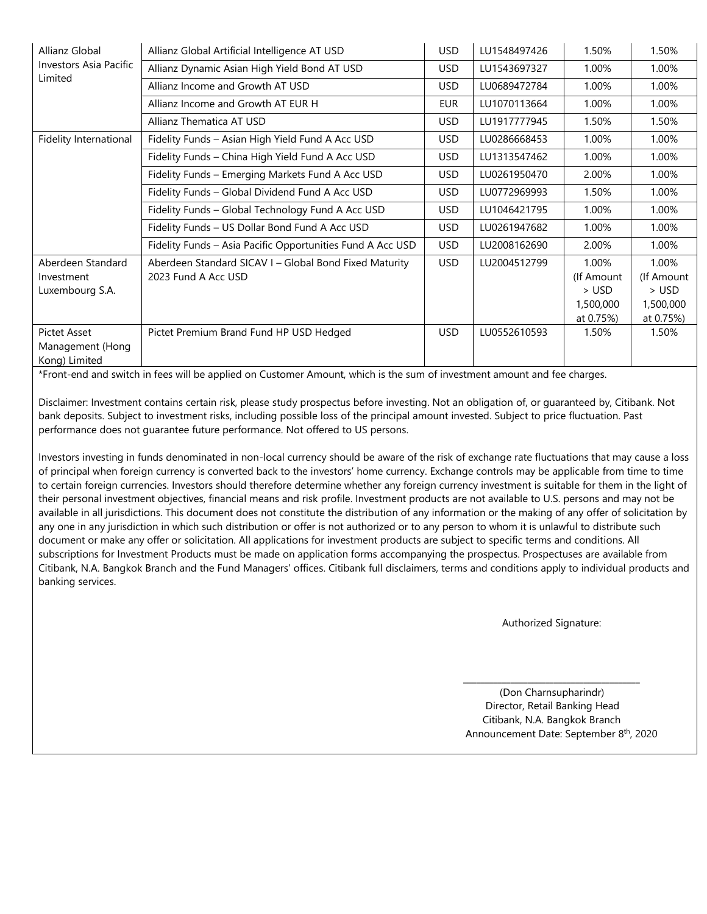| | | | | | |
|---|---|---|---|---|---|
| Allianz Global Investors Asia Pacific Limited | Allianz Global Artificial Intelligence AT USD | USD | LU1548497426 | 1.50% | 1.50% |
| | Allianz Dynamic Asian High Yield Bond AT USD | USD | LU1543697327 | 1.00% | 1.00% |
| | Allianz Income and Growth AT USD | USD | LU0689472784 | 1.00% | 1.00% |
| | Allianz Income and Growth AT EUR H | EUR | LU1070113664 | 1.00% | 1.00% |
| | Allianz Thematica AT USD | USD | LU1917777945 | 1.50% | 1.50% |
| Fidelity International | Fidelity Funds – Asian High Yield Fund A Acc USD | USD | LU0286668453 | 1.00% | 1.00% |
| | Fidelity Funds – China High Yield Fund A Acc USD | USD | LU1313547462 | 1.00% | 1.00% |
| | Fidelity Funds – Emerging Markets Fund A Acc USD | USD | LU0261950470 | 2.00% | 1.00% |
| | Fidelity Funds – Global Dividend Fund A Acc USD | USD | LU0772969993 | 1.50% | 1.00% |
| | Fidelity Funds – Global Technology Fund A Acc USD | USD | LU1046421795 | 1.00% | 1.00% |
| | Fidelity Funds – US Dollar Bond Fund A Acc USD | USD | LU0261947682 | 1.00% | 1.00% |
| | Fidelity Funds – Asia Pacific Opportunities Fund A Acc USD | USD | LU2008162690 | 2.00% | 1.00% |
| Aberdeen Standard Investment Luxembourg S.A. | Aberdeen Standard SICAV I – Global Bond Fixed Maturity 2023 Fund A Acc USD | USD | LU2004512799 | 1.00% (If Amount > USD 1,500,000 at 0.75%) | 1.00% (If Amount > USD 1,500,000 at 0.75%) |
| Pictet Asset Management (Hong Kong) Limited | Pictet Premium Brand Fund HP USD Hedged | USD | LU0552610593 | 1.50% | 1.50% |

*Front-end and switch in fees will be applied on Customer Amount, which is the sum of investment amount and fee charges.

Disclaimer: Investment contains certain risk, please study prospectus before investing. Not an obligation of, or guaranteed by, Citibank. Not bank deposits. Subject to investment risks, including possible loss of the principal amount invested. Subject to price fluctuation. Past performance does not guarantee future performance. Not offered to US persons.

Investors investing in funds denominated in non-local currency should be aware of the risk of exchange rate fluctuations that may cause a loss of principal when foreign currency is converted back to the investors' home currency. Exchange controls may be applicable from time to time to certain foreign currencies. Investors should therefore determine whether any foreign currency investment is suitable for them in the light of their personal investment objectives, financial means and risk profile. Investment products are not available to U.S. persons and may not be available in all jurisdictions. This document does not constitute the distribution of any information or the making of any offer of solicitation by any one in any jurisdiction in which such distribution or offer is not authorized or to any person to whom it is unlawful to distribute such document or make any offer or solicitation. All applications for investment products are subject to specific terms and conditions. All subscriptions for Investment Products must be made on application forms accompanying the prospectus. Prospectuses are available from Citibank, N.A. Bangkok Branch and the Fund Managers' offices. Citibank full disclaimers, terms and conditions apply to individual products and banking services.

Authorized Signature:

\_\_\_\_\_\_\_\_\_\_\_\_\_\_\_\_\_\_\_\_\_\_\_\_\_\_\_\_\_\_\_\_

(Don Charnsupharindr)
Director, Retail Banking Head
Citibank, N.A. Bangkok Branch
Announcement Date: September 8th, 2020